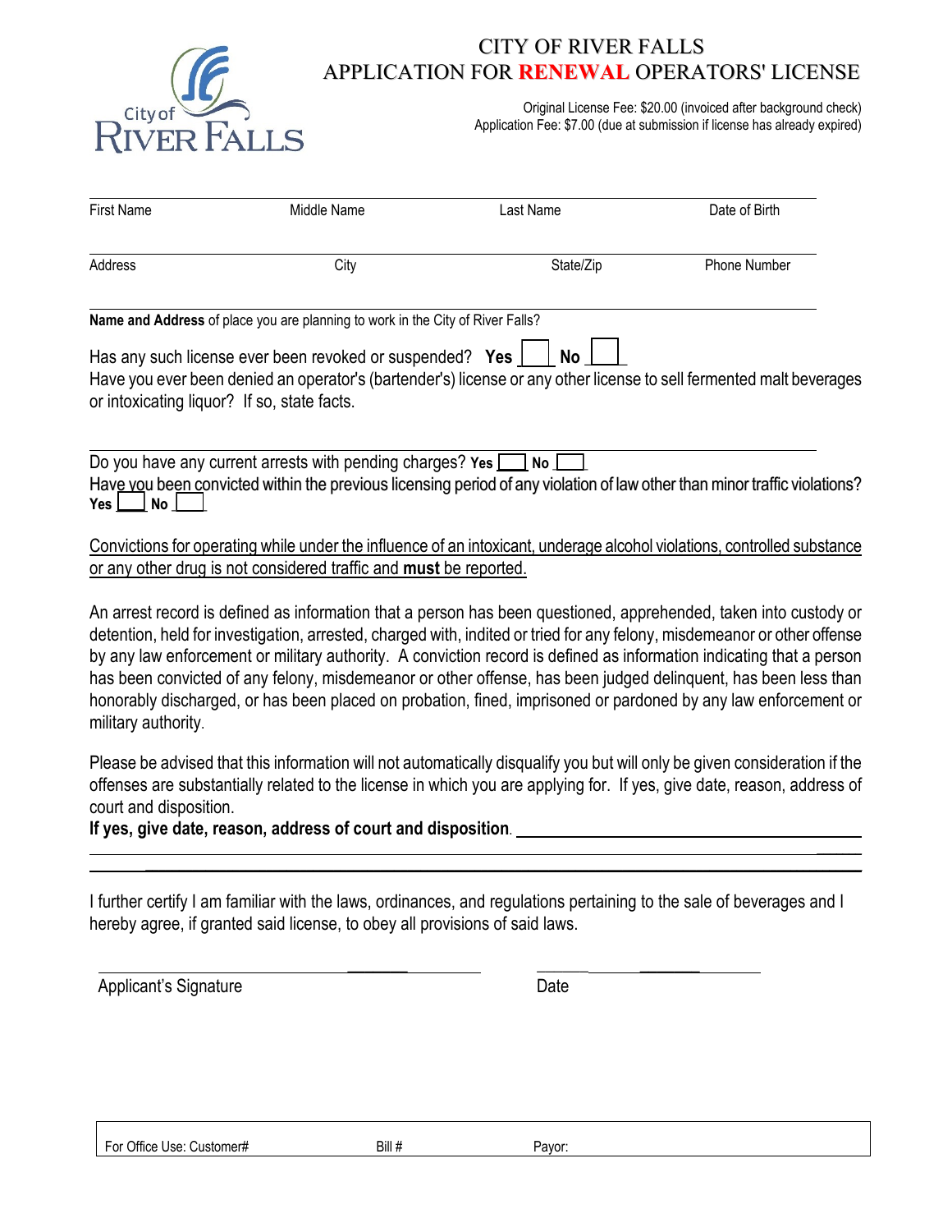City of River Falls

# CITY OF RIVER FALLS
# APPLICATION FOR **RENEWAL** OPERATORS' LICENSE

Original License Fee: $20.00 (invoiced after background check)
Application Fee: $7.00 (due at submission if license has already expired)

| First Name | Middle Name | Last Name | Date of Birth |
|---|---|---|---|
| | | | |

| Address | City | State/Zip | Phone Number |
|---|---|---|---|
| | | | |

**Name and Address** of place you are planning to work in the City of River Falls?

Has any such license ever been revoked or suspended? **Yes** ☐ **No** ☐

Have you ever been denied an operator's (bartender's) license or any other license to sell fermented malt beverages or intoxicating liquor? If so, state facts.

Do you have any current arrests with pending charges? **Yes** ☐ **No** ☐

Have you been convicted within the previous licensing period of any violation of law other than minor traffic violations? **Yes** ☐ **No** ☐

Convictions for operating while under the influence of an intoxicant, underage alcohol violations, controlled substance or any other drug is not considered traffic and **must** be reported.

An arrest record is defined as information that a person has been questioned, apprehended, taken into custody or detention, held for investigation, arrested, charged with, indited or tried for any felony, misdemeanor or other offense by any law enforcement or military authority. A conviction record is defined as information indicating that a person has been convicted of any felony, misdemeanor or other offense, has been judged delinquent, has been less than honorably discharged, or has been placed on probation, fined, imprisoned or pardoned by any law enforcement or military authority.

Please be advised that this information will not automatically disqualify you but will only be given consideration if the offenses are substantially related to the license in which you are applying for. If yes, give date, reason, address of court and disposition.

**If yes, give date, reason, address of court and disposition**. ______________________

I further certify I am familiar with the laws, ordinances, and regulations pertaining to the sale of beverages and I hereby agree, if granted said license, to obey all provisions of said laws.

Applicant's Signature ______________________ Date ______________________

For Office Use: Customer# Bill # Payor: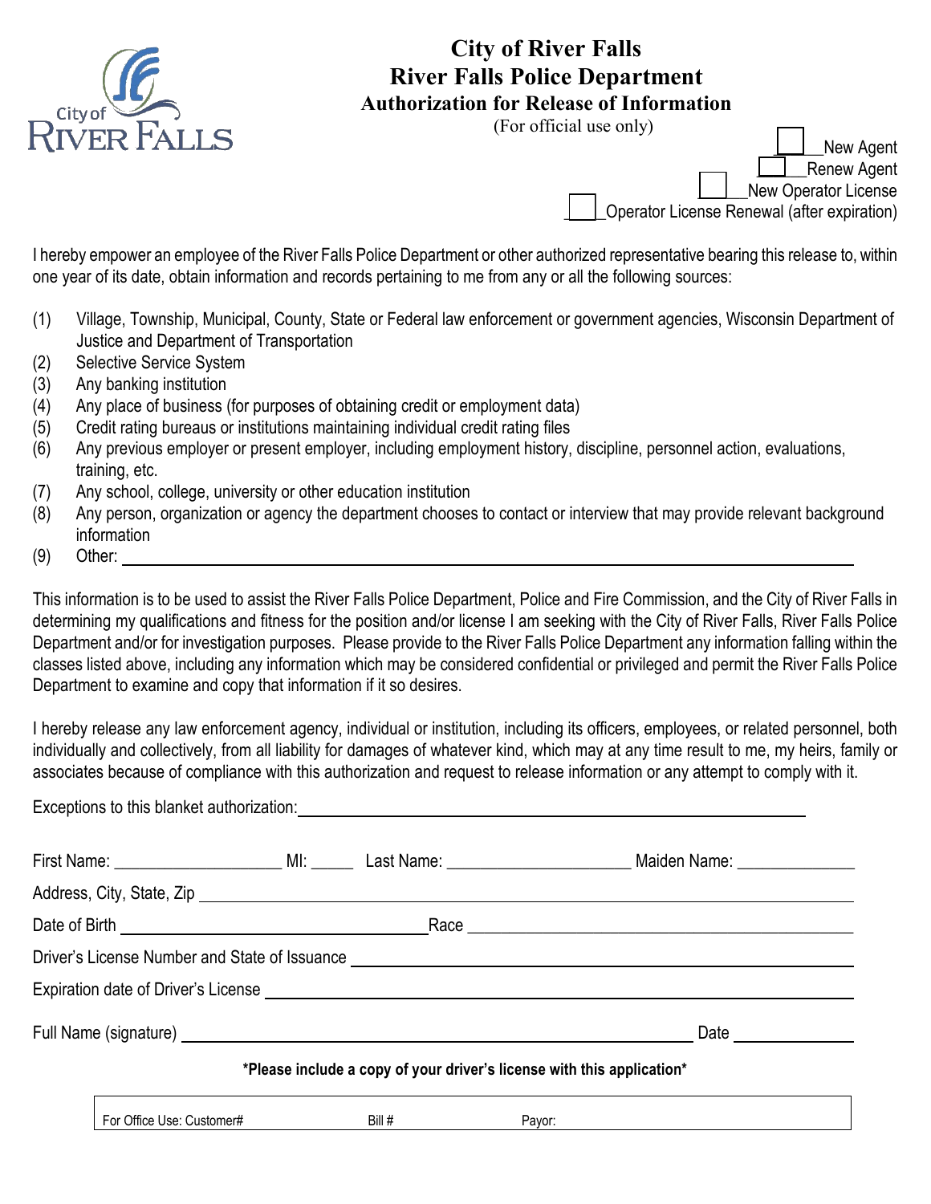# City of River Falls
## River Falls Police Department
### Authorization for Release of Information

(For official use only)

☐ New Agent
☐ Renew Agent
☐ New Operator License
☐ Operator License Renewal (after expiration)

I hereby empower an employee of the River Falls Police Department or other authorized representative bearing this release to, within one year of its date, obtain information and records pertaining to me from any or all the following sources:

(1) Village, Township, Municipal, County, State or Federal law enforcement or government agencies, Wisconsin Department of Justice and Department of Transportation
(2) Selective Service System
(3) Any banking institution
(4) Any place of business (for purposes of obtaining credit or employment data)
(5) Credit rating bureaus or institutions maintaining individual credit rating files
(6) Any previous employer or present employer, including employment history, discipline, personnel action, evaluations, training, etc.
(7) Any school, college, university or other education institution
(8) Any person, organization or agency the department chooses to contact or interview that may provide relevant background information
(9) Other: ______________________________

This information is to be used to assist the River Falls Police Department, Police and Fire Commission, and the City of River Falls in determining my qualifications and fitness for the position and/or license I am seeking with the City of River Falls, River Falls Police Department and/or for investigation purposes. Please provide to the River Falls Police Department any information falling within the classes listed above, including any information which may be considered confidential or privileged and permit the River Falls Police Department to examine and copy that information if it so desires.

I hereby release any law enforcement agency, individual or institution, including its officers, employees, or related personnel, both individually and collectively, from all liability for damages of whatever kind, which may at any time result to me, my heirs, family or associates because of compliance with this authorization and request to release information or any attempt to comply with it.

Exceptions to this blanket authorization: ______________________________

First Name: ____________ MI: _____ Last Name: ____________ Maiden Name: ____________

Address, City, State, Zip ______________________________

Date of Birth ____________ Race ____________

Driver's License Number and State of Issuance ______________________________

Expiration date of Driver's License ______________________________

Full Name (signature) ______________________________ Date ____________

**\*Please include a copy of your driver's license with this application\***

For Office Use: Customer# Bill # Payor: